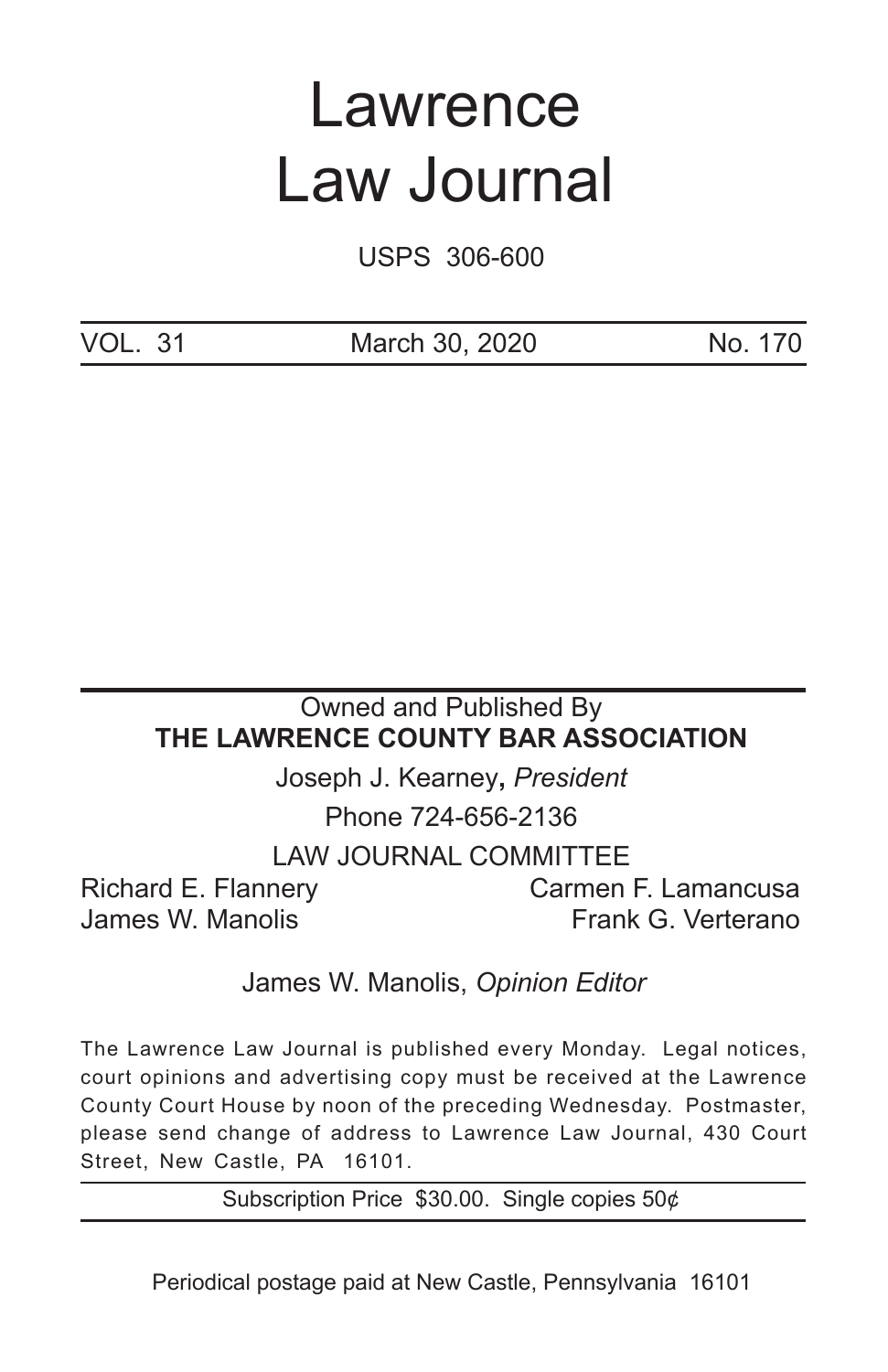# Lawrence Law Journal

USPS 306-600

VOL. 31 | March 30, 2020 | No. 170

Owned and Published By
**THE LAWRENCE COUNTY BAR ASSOCIATION**

Joseph J. Kearney**,** *President*

Phone 724-656-2136

LAW JOURNAL COMMITTEE

Richard E. Flannery
Carmen F. Lamancusa
James W. Manolis
Frank G. Verterano

James W. Manolis, *Opinion Editor*

The Lawrence Law Journal is published every Monday. Legal notices, court opinions and advertising copy must be received at the Lawrence County Court House by noon of the preceding Wednesday. Postmaster, please send change of address to Lawrence Law Journal, 430 Court Street, New Castle, PA 16101.

Subscription Price $30.00. Single copies 50¢

Periodical postage paid at New Castle, Pennsylvania 16101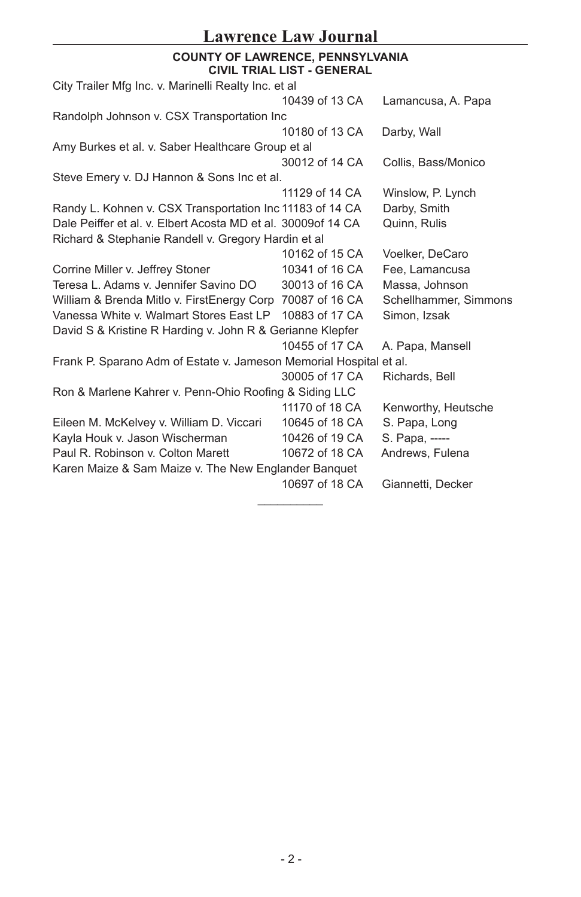## COUNTY OF LAWRENCE, PENNSYLVANIA
## CIVIL TRIAL LIST - GENERAL

| Case | Number | Attorneys |
| --- | --- | --- |
| City Trailer Mfg Inc. v. Marinelli Realty Inc. et al | 10439 of 13 CA | Lamancusa, A. Papa |
| Randolph Johnson v. CSX Transportation Inc | 10180 of 13 CA | Darby, Wall |
| Amy Burkes et al. v. Saber Healthcare Group et al | 30012 of 14 CA | Collis, Bass/Monico |
| Steve Emery v. DJ Hannon & Sons Inc et al. | 11129 of 14 CA | Winslow, P. Lynch |
| Randy L. Kohnen v. CSX Transportation Inc | 11183 of 14 CA | Darby, Smith |
| Dale Peiffer et al. v. Elbert Acosta MD et al. | 30009of 14 CA | Quinn, Rulis |
| Richard & Stephanie Randell v. Gregory Hardin et al | 10162 of 15 CA | Voelker, DeCaro |
| Corrine Miller v. Jeffrey Stoner | 10341 of 16 CA | Fee, Lamancusa |
| Teresa L. Adams v. Jennifer Savino DO | 30013 of 16 CA | Massa, Johnson |
| William & Brenda Mitlo v. FirstEnergy Corp | 70087 of 16 CA | Schellhammer, Simmons |
| Vanessa White v. Walmart Stores East LP | 10883 of 17 CA | Simon, Izsak |
| David S & Kristine R Harding v. John R & Gerianne Klepfer | 10455 of 17 CA | A. Papa, Mansell |
| Frank P. Sparano Adm of Estate v. Jameson Memorial Hospital et al. | 30005 of 17 CA | Richards, Bell |
| Ron & Marlene Kahrer v. Penn-Ohio Roofing & Siding LLC | 11170 of 18 CA | Kenworthy, Heutsche |
| Eileen M. McKelvey v. William D. Viccari | 10645 of 18 CA | S. Papa, Long |
| Kayla Houk v. Jason Wischerman | 10426 of 19 CA | S. Papa, ----- |
| Paul R. Robinson v. Colton Marett | 10672 of 18 CA | Andrews, Fulena |
| Karen Maize & Sam Maize v. The New Englander Banquet | 10697 of 18 CA | Giannetti, Decker |

__________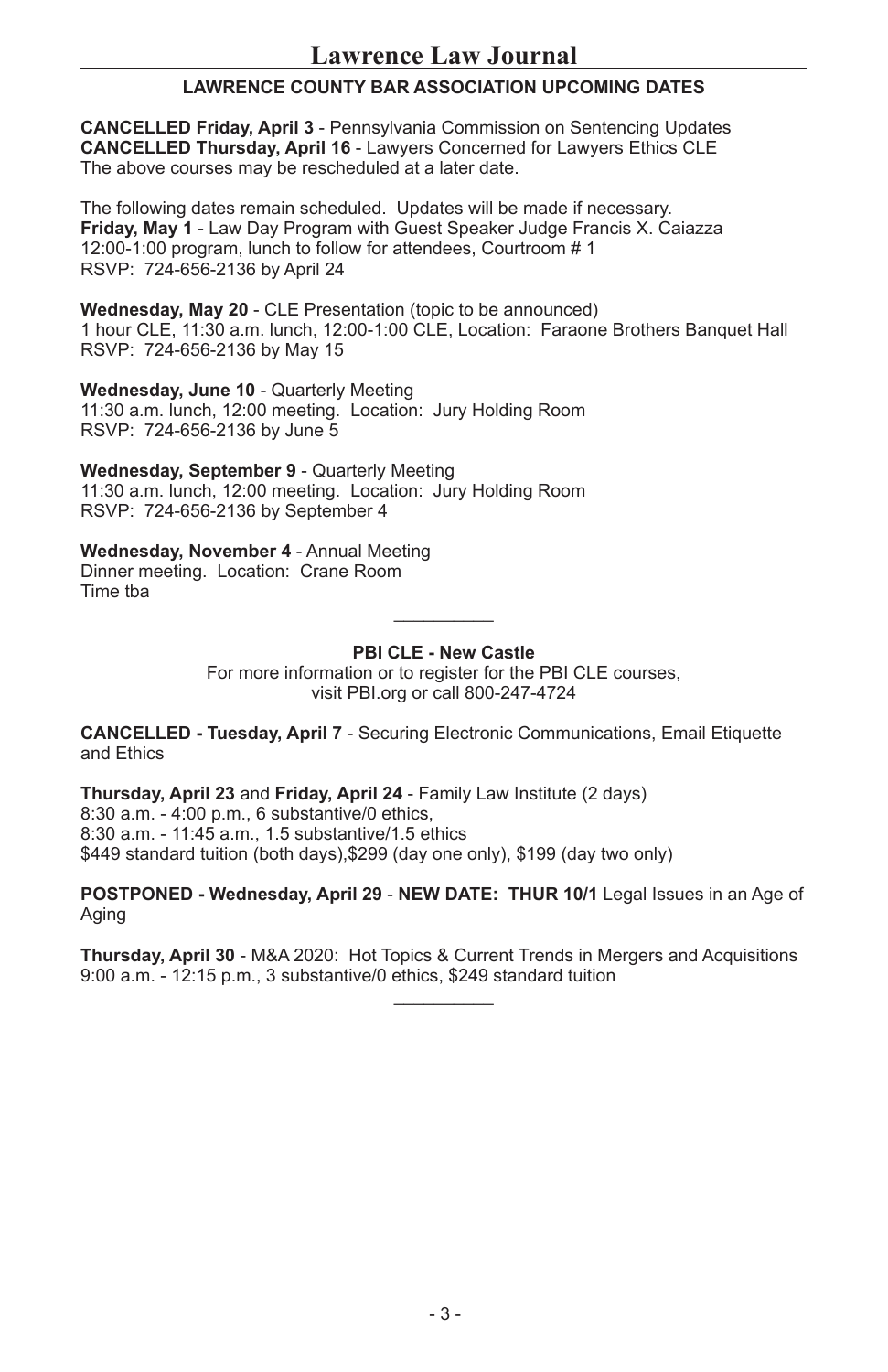## LAWRENCE COUNTY BAR ASSOCIATION UPCOMING DATES

**CANCELLED Friday, April 3** - Pennsylvania Commission on Sentencing Updates
**CANCELLED Thursday, April 16** - Lawyers Concerned for Lawyers Ethics CLE
The above courses may be rescheduled at a later date.

The following dates remain scheduled. Updates will be made if necessary.
**Friday, May 1** - Law Day Program with Guest Speaker Judge Francis X. Caiazza
12:00-1:00 program, lunch to follow for attendees, Courtroom # 1
RSVP: 724-656-2136 by April 24

**Wednesday, May 20** - CLE Presentation (topic to be announced)
1 hour CLE, 11:30 a.m. lunch, 12:00-1:00 CLE, Location: Faraone Brothers Banquet Hall
RSVP: 724-656-2136 by May 15

**Wednesday, June 10** - Quarterly Meeting
11:30 a.m. lunch, 12:00 meeting. Location: Jury Holding Room
RSVP: 724-656-2136 by June 5

**Wednesday, September 9** - Quarterly Meeting
11:30 a.m. lunch, 12:00 meeting. Location: Jury Holding Room
RSVP: 724-656-2136 by September 4

**Wednesday, November 4** - Annual Meeting
Dinner meeting. Location: Crane Room
Time tba

---

**PBI CLE - New Castle**

For more information or to register for the PBI CLE courses,
visit PBI.org or call 800-247-4724

**CANCELLED - Tuesday, April 7** - Securing Electronic Communications, Email Etiquette and Ethics

**Thursday, April 23** and **Friday, April 24** - Family Law Institute (2 days)
8:30 a.m. - 4:00 p.m., 6 substantive/0 ethics,
8:30 a.m. - 11:45 a.m., 1.5 substantive/1.5 ethics
$449 standard tuition (both days),$299 (day one only), $199 (day two only)

**POSTPONED - Wednesday, April 29** - **NEW DATE: THUR 10/1** Legal Issues in an Age of Aging

**Thursday, April 30** - M&A 2020: Hot Topics & Current Trends in Mergers and Acquisitions
9:00 a.m. - 12:15 p.m., 3 substantive/0 ethics, $249 standard tuition

---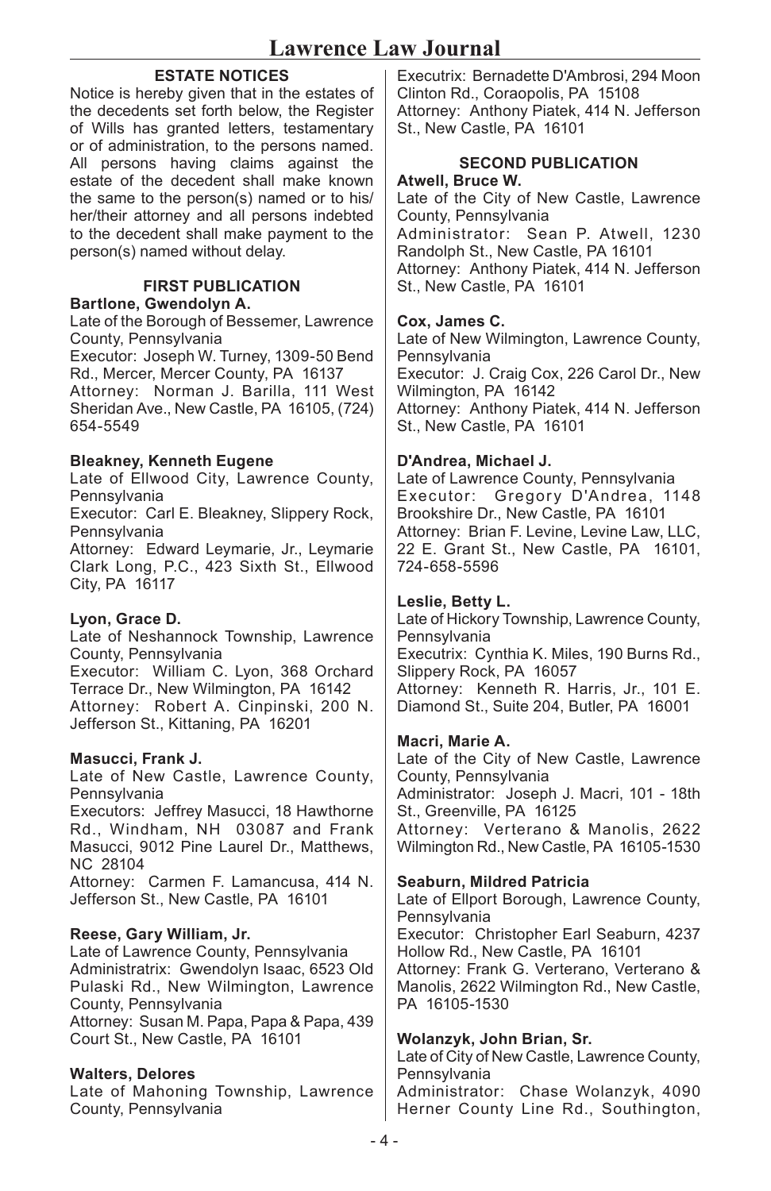## ESTATE NOTICES

Notice is hereby given that in the estates of the decedents set forth below, the Register of Wills has granted letters, testamentary or of administration, to the persons named. All persons having claims against the estate of the decedent shall make known the same to the person(s) named or to his/her/their attorney and all persons indebted to the decedent shall make payment to the person(s) named without delay.

### FIRST PUBLICATION

**Bartlone, Gwendolyn A.**
Late of the Borough of Bessemer, Lawrence County, Pennsylvania
Executor: Joseph W. Turney, 1309-50 Bend Rd., Mercer, Mercer County, PA 16137
Attorney: Norman J. Barilla, 111 West Sheridan Ave., New Castle, PA 16105, (724) 654-5549

**Bleakney, Kenneth Eugene**
Late of Ellwood City, Lawrence County, Pennsylvania
Executor: Carl E. Bleakney, Slippery Rock, Pennsylvania
Attorney: Edward Leymarie, Jr., Leymarie Clark Long, P.C., 423 Sixth St., Ellwood City, PA 16117

**Lyon, Grace D.**
Late of Neshannock Township, Lawrence County, Pennsylvania
Executor: William C. Lyon, 368 Orchard Terrace Dr., New Wilmington, PA 16142
Attorney: Robert A. Cinpinski, 200 N. Jefferson St., Kittaning, PA 16201

**Masucci, Frank J.**
Late of New Castle, Lawrence County, Pennsylvania
Executors: Jeffrey Masucci, 18 Hawthorne Rd., Windham, NH 03087 and Frank Masucci, 9012 Pine Laurel Dr., Matthews, NC 28104
Attorney: Carmen F. Lamancusa, 414 N. Jefferson St., New Castle, PA 16101

**Reese, Gary William, Jr.**
Late of Lawrence County, Pennsylvania
Administratrix: Gwendolyn Isaac, 6523 Old Pulaski Rd., New Wilmington, Lawrence County, Pennsylvania
Attorney: Susan M. Papa, Papa & Papa, 439 Court St., New Castle, PA 16101

**Walters, Delores**
Late of Mahoning Township, Lawrence County, Pennsylvania
Executrix: Bernadette D'Ambrosi, 294 Moon Clinton Rd., Coraopolis, PA 15108
Attorney: Anthony Piatek, 414 N. Jefferson St., New Castle, PA 16101

### SECOND PUBLICATION

**Atwell, Bruce W.**
Late of the City of New Castle, Lawrence County, Pennsylvania
Administrator: Sean P. Atwell, 1230 Randolph St., New Castle, PA 16101
Attorney: Anthony Piatek, 414 N. Jefferson St., New Castle, PA 16101

**Cox, James C.**
Late of New Wilmington, Lawrence County, Pennsylvania
Executor: J. Craig Cox, 226 Carol Dr., New Wilmington, PA 16142
Attorney: Anthony Piatek, 414 N. Jefferson St., New Castle, PA 16101

**D'Andrea, Michael J.**
Late of Lawrence County, Pennsylvania
Executor: Gregory D'Andrea, 1148 Brookshire Dr., New Castle, PA 16101
Attorney: Brian F. Levine, Levine Law, LLC, 22 E. Grant St., New Castle, PA 16101, 724-658-5596

**Leslie, Betty L.**
Late of Hickory Township, Lawrence County, Pennsylvania
Executrix: Cynthia K. Miles, 190 Burns Rd., Slippery Rock, PA 16057
Attorney: Kenneth R. Harris, Jr., 101 E. Diamond St., Suite 204, Butler, PA 16001

**Macri, Marie A.**
Late of the City of New Castle, Lawrence County, Pennsylvania
Administrator: Joseph J. Macri, 101 - 18th St., Greenville, PA 16125
Attorney: Verterano & Manolis, 2622 Wilmington Rd., New Castle, PA 16105-1530

**Seaburn, Mildred Patricia**
Late of Ellport Borough, Lawrence County, Pennsylvania
Executor: Christopher Earl Seaburn, 4237 Hollow Rd., New Castle, PA 16101
Attorney: Frank G. Verterano, Verterano & Manolis, 2622 Wilmington Rd., New Castle, PA 16105-1530

**Wolanzyk, John Brian, Sr.**
Late of City of New Castle, Lawrence County, Pennsylvania
Administrator: Chase Wolanzyk, 4090 Herner County Line Rd., Southington,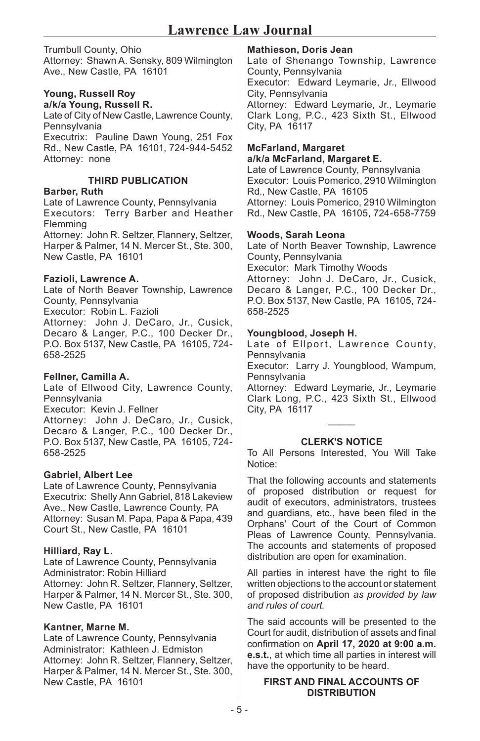Trumbull County, Ohio
Attorney: Shawn A. Sensky, 809 Wilmington Ave., New Castle, PA 16101

**Young, Russell Roy**
**a/k/a Young, Russell R.**
Late of City of New Castle, Lawrence County, Pennsylvania
Executrix: Pauline Dawn Young, 251 Fox Rd., New Castle, PA 16101, 724-944-5452
Attorney: none

### THIRD PUBLICATION

**Barber, Ruth**
Late of Lawrence County, Pennsylvania
Executors: Terry Barber and Heather Flemming
Attorney: John R. Seltzer, Flannery, Seltzer, Harper & Palmer, 14 N. Mercer St., Ste. 300, New Castle, PA 16101

**Fazioli, Lawrence A.**
Late of North Beaver Township, Lawrence County, Pennsylvania
Executor: Robin L. Fazioli
Attorney: John J. DeCaro, Jr., Cusick, Decaro & Langer, P.C., 100 Decker Dr., P.O. Box 5137, New Castle, PA 16105, 724-658-2525

**Fellner, Camilla A.**
Late of Ellwood City, Lawrence County, Pennsylvania
Executor: Kevin J. Fellner
Attorney: John J. DeCaro, Jr., Cusick, Decaro & Langer, P.C., 100 Decker Dr., P.O. Box 5137, New Castle, PA 16105, 724-658-2525

**Gabriel, Albert Lee**
Late of Lawrence County, Pennsylvania
Executrix: Shelly Ann Gabriel, 818 Lakeview Ave., New Castle, Lawrence County, PA
Attorney: Susan M. Papa, Papa & Papa, 439 Court St., New Castle, PA 16101

**Hilliard, Ray L.**
Late of Lawrence County, Pennsylvania
Administrator: Robin Hilliard
Attorney: John R. Seltzer, Flannery, Seltzer, Harper & Palmer, 14 N. Mercer St., Ste. 300, New Castle, PA 16101

**Kantner, Marne M.**
Late of Lawrence County, Pennsylvania
Administrator: Kathleen J. Edmiston
Attorney: John R. Seltzer, Flannery, Seltzer, Harper & Palmer, 14 N. Mercer St., Ste. 300, New Castle, PA 16101

**Mathieson, Doris Jean**
Late of Shenango Township, Lawrence County, Pennsylvania
Executor: Edward Leymarie, Jr., Ellwood City, Pennsylvania
Attorney: Edward Leymarie, Jr., Leymarie Clark Long, P.C., 423 Sixth St., Ellwood City, PA 16117

**McFarland, Margaret**
**a/k/a McFarland, Margaret E.**
Late of Lawrence County, Pennsylvania
Executor: Louis Pomerico, 2910 Wilmington Rd., New Castle, PA 16105
Attorney: Louis Pomerico, 2910 Wilmington Rd., New Castle, PA 16105, 724-658-7759

**Woods, Sarah Leona**
Late of North Beaver Township, Lawrence County, Pennsylvania
Executor: Mark Timothy Woods
Attorney: John J. DeCaro, Jr., Cusick, Decaro & Langer, P.C., 100 Decker Dr., P.O. Box 5137, New Castle, PA 16105, 724-658-2525

**Youngblood, Joseph H.**
Late of Ellport, Lawrence County, Pennsylvania
Executor: Larry J. Youngblood, Wampum, Pennsylvania
Attorney: Edward Leymarie, Jr., Leymarie Clark Long, P.C., 423 Sixth St., Ellwood City, PA 16117

\_\_\_\_\_

### CLERK'S NOTICE

To All Persons Interested, You Will Take Notice:

That the following accounts and statements of proposed distribution or request for audit of executors, administrators, trustees and guardians, etc., have been filed in the Orphans' Court of the Court of Common Pleas of Lawrence County, Pennsylvania. The accounts and statements of proposed distribution are open for examination.

All parties in interest have the right to file written objections to the account or statement of proposed distribution *as provided by law and rules of court.*

The said accounts will be presented to the Court for audit, distribution of assets and final confirmation on **April 17, 2020 at 9:00 a.m. e.s.t.**, at which time all parties in interest will have the opportunity to be heard.

**FIRST AND FINAL ACCOUNTS OF DISTRIBUTION**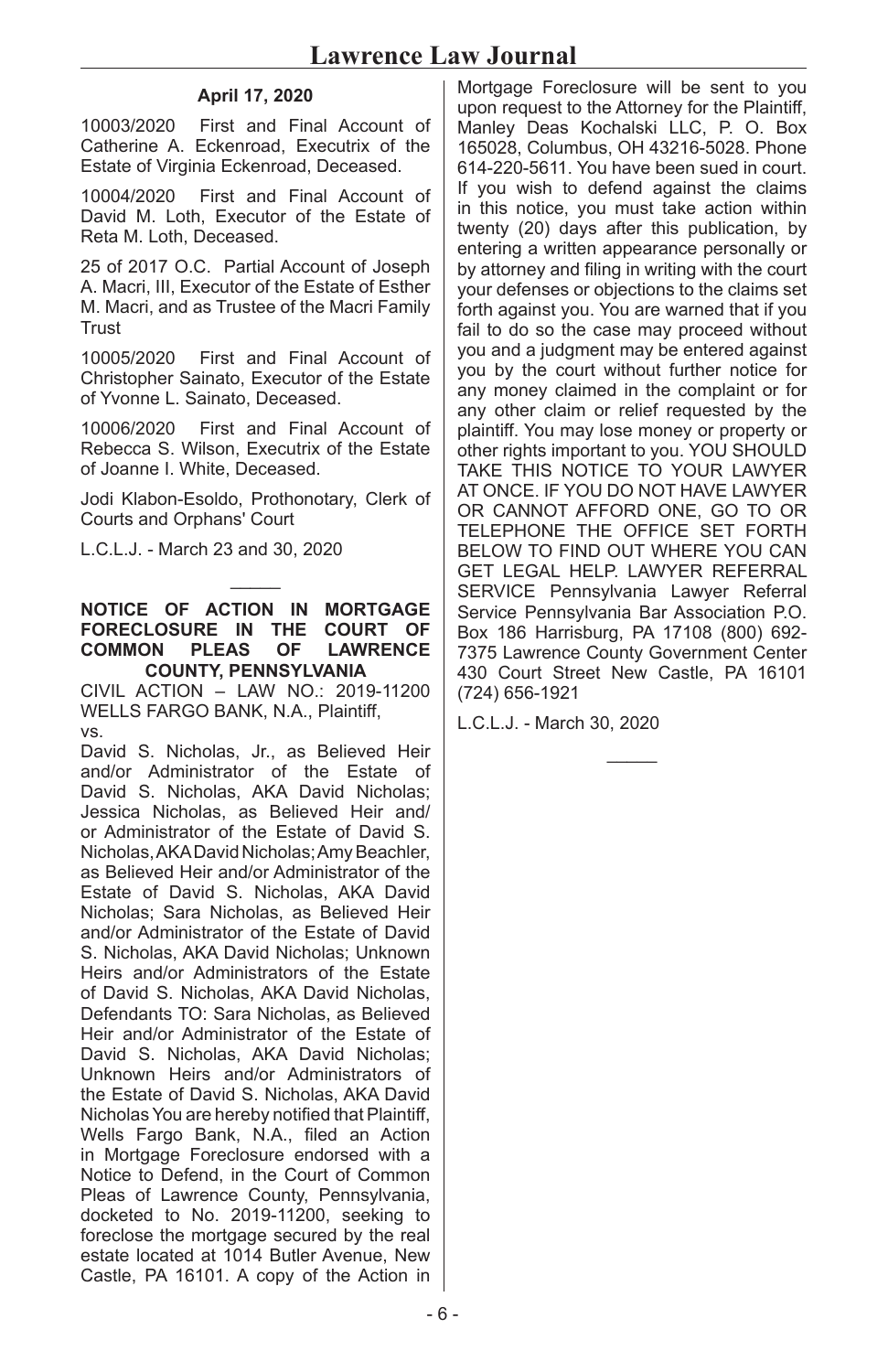**April 17, 2020**

10003/2020 First and Final Account of Catherine A. Eckenroad, Executrix of the Estate of Virginia Eckenroad, Deceased.

10004/2020 First and Final Account of David M. Loth, Executor of the Estate of Reta M. Loth, Deceased.

25 of 2017 O.C. Partial Account of Joseph A. Macri, III, Executor of the Estate of Esther M. Macri, and as Trustee of the Macri Family Trust

10005/2020 First and Final Account of Christopher Sainato, Executor of the Estate of Yvonne L. Sainato, Deceased.

10006/2020 First and Final Account of Rebecca S. Wilson, Executrix of the Estate of Joanne I. White, Deceased.

Jodi Klabon-Esoldo, Prothonotary, Clerk of Courts and Orphans' Court

L.C.L.J. - March 23 and 30, 2020

\_\_\_\_\_

**NOTICE OF ACTION IN MORTGAGE FORECLOSURE IN THE COURT OF COMMON PLEAS OF LAWRENCE COUNTY, PENNSYLVANIA**

CIVIL ACTION – LAW NO.: 2019-11200
WELLS FARGO BANK, N.A., Plaintiff,
vs.
David S. Nicholas, Jr., as Believed Heir and/or Administrator of the Estate of David S. Nicholas, AKA David Nicholas; Jessica Nicholas, as Believed Heir and/or Administrator of the Estate of David S. Nicholas, AKA David Nicholas; Amy Beachler, as Believed Heir and/or Administrator of the Estate of David S. Nicholas, AKA David Nicholas; Sara Nicholas, as Believed Heir and/or Administrator of the Estate of David S. Nicholas, AKA David Nicholas; Unknown Heirs and/or Administrators of the Estate of David S. Nicholas, AKA David Nicholas, Defendants TO: Sara Nicholas, as Believed Heir and/or Administrator of the Estate of David S. Nicholas, AKA David Nicholas; Unknown Heirs and/or Administrators of the Estate of David S. Nicholas, AKA David Nicholas You are hereby notified that Plaintiff, Wells Fargo Bank, N.A., filed an Action in Mortgage Foreclosure endorsed with a Notice to Defend, in the Court of Common Pleas of Lawrence County, Pennsylvania, docketed to No. 2019-11200, seeking to foreclose the mortgage secured by the real estate located at 1014 Butler Avenue, New Castle, PA 16101. A copy of the Action in Mortgage Foreclosure will be sent to you upon request to the Attorney for the Plaintiff, Manley Deas Kochalski LLC, P. O. Box 165028, Columbus, OH 43216-5028. Phone 614-220-5611. You have been sued in court. If you wish to defend against the claims in this notice, you must take action within twenty (20) days after this publication, by entering a written appearance personally or by attorney and filing in writing with the court your defenses or objections to the claims set forth against you. You are warned that if you fail to do so the case may proceed without you and a judgment may be entered against you by the court without further notice for any money claimed in the complaint or for any other claim or relief requested by the plaintiff. You may lose money or property or other rights important to you. YOU SHOULD TAKE THIS NOTICE TO YOUR LAWYER AT ONCE. IF YOU DO NOT HAVE LAWYER OR CANNOT AFFORD ONE, GO TO OR TELEPHONE THE OFFICE SET FORTH BELOW TO FIND OUT WHERE YOU CAN GET LEGAL HELP. LAWYER REFERRAL SERVICE Pennsylvania Lawyer Referral Service Pennsylvania Bar Association P.O. Box 186 Harrisburg, PA 17108 (800) 692-7375 Lawrence County Government Center 430 Court Street New Castle, PA 16101 (724) 656-1921

L.C.L.J. - March 30, 2020

\_\_\_\_\_